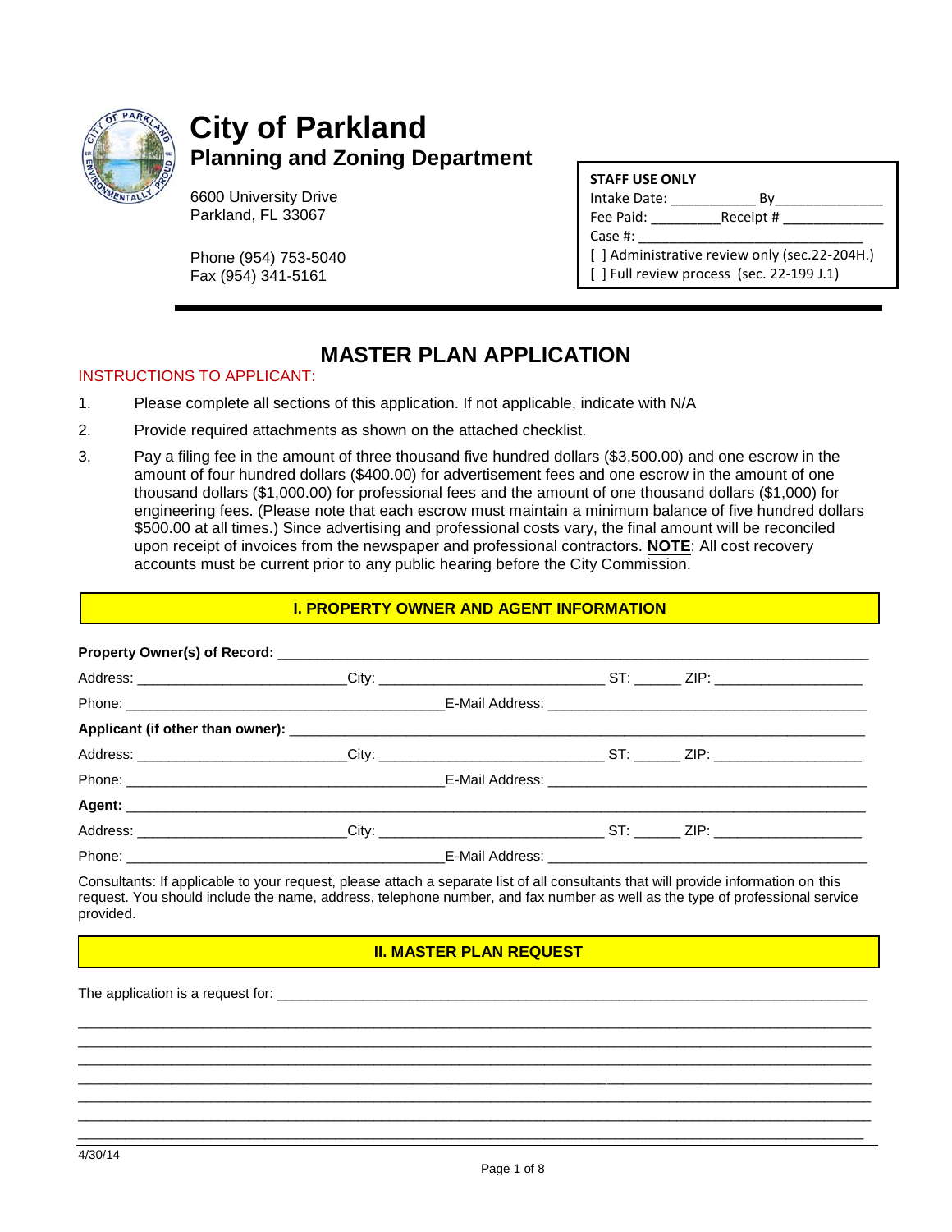# City of Parkland

## Planning and Zoning Department

6600 University Drive
Parkland, FL 33067

Phone (954) 753-5040
Fax (954) 341-5161

**STAFF USE ONLY**
Intake Date: ___________ By______________
Fee Paid: _________Receipt # _____________
Case #: _______________________________
[ ] Administrative review only (sec.22-204H.)
[ ] Full review process (sec. 22-199 J.1)

# MASTER PLAN APPLICATION

INSTRUCTIONS TO APPLICANT:

1. Please complete all sections of this application. If not applicable, indicate with N/A
2. Provide required attachments as shown on the attached checklist.
3. Pay a filing fee in the amount of three thousand five hundred dollars ($3,500.00) and one escrow in the amount of four hundred dollars ($400.00) for advertisement fees and one escrow in the amount of one thousand dollars ($1,000.00) for professional fees and the amount of one thousand dollars ($1,000) for engineering fees. (Please note that each escrow must maintain a minimum balance of five hundred dollars $500.00 at all times.) Since advertising and professional costs vary, the final amount will be reconciled upon receipt of invoices from the newspaper and professional contractors. **NOTE**: All cost recovery accounts must be current prior to any public hearing before the City Commission.

## I. PROPERTY OWNER AND AGENT INFORMATION

**Property Owner(s) of Record:** ___________________________________________________________

Address: __________________________City: ____________________________ ST: ______ ZIP: ___________________

Phone: ________________________________________E-Mail Address: ________________________________________

**Applicant (if other than owner):** ________________________________________________________

Address: __________________________City: ____________________________ ST: ______ ZIP: ___________________

Phone: ________________________________________E-Mail Address: ________________________________________

**Agent:** __________________________________________________________________________________

Address: __________________________City: ____________________________ ST: ______ ZIP: ___________________

Phone: ________________________________________E-Mail Address: ________________________________________

Consultants: If applicable to your request, please attach a separate list of all consultants that will provide information on this request. You should include the name, address, telephone number, and fax number as well as the type of professional service provided.

## II. MASTER PLAN REQUEST

The application is a request for: ___________________________________________________________________________

_____________________________________________________________________________________________
_____________________________________________________________________________________________
_____________________________________________________________________________________________
_____________________________________________________________________________________________
_____________________________________________________________________________________________
_____________________________________________________________________________________________
_____________________________________________________________________________________________

4/30/14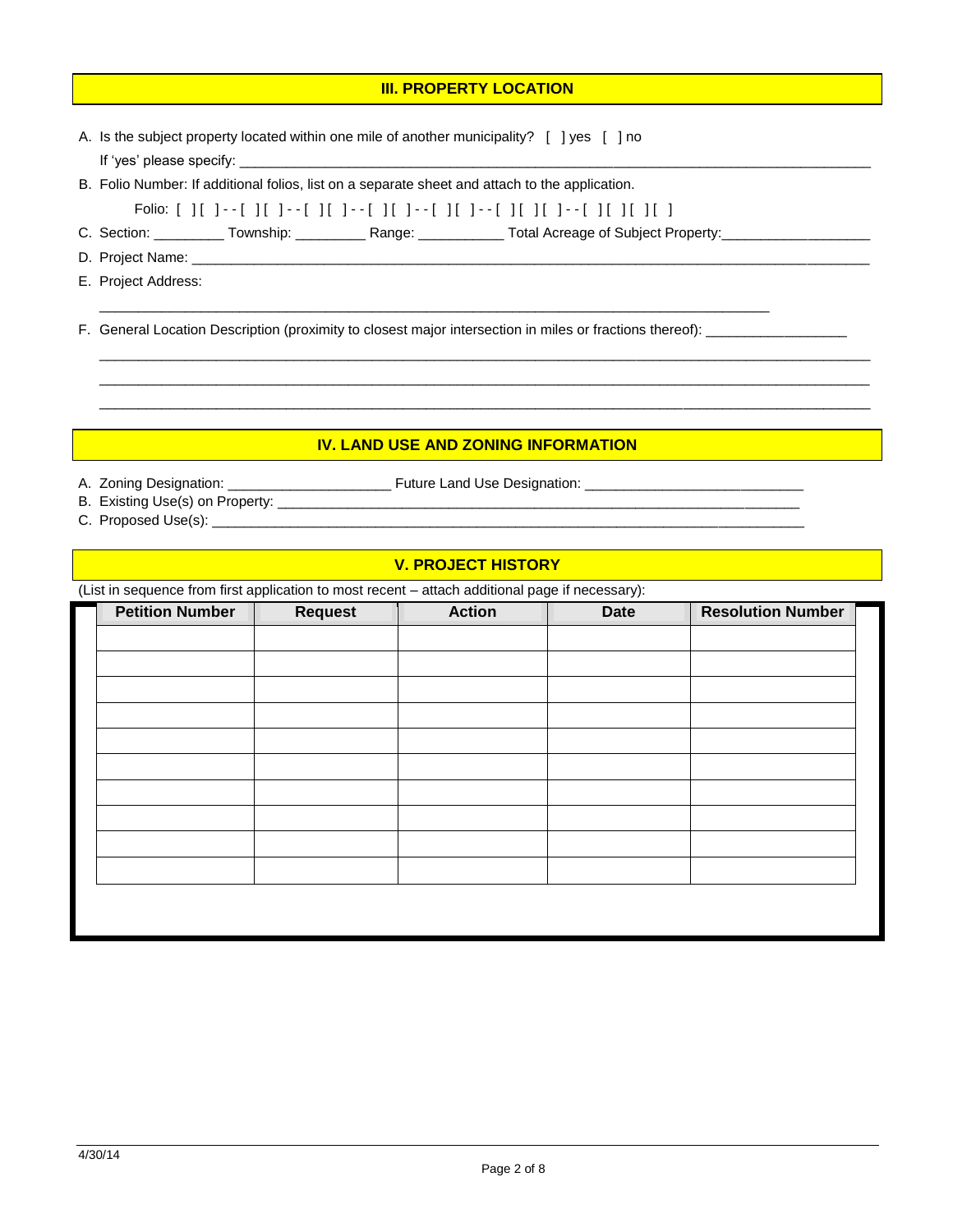## III. PROPERTY LOCATION

A. Is the subject property located within one mile of another municipality? [ ] yes [ ] no
If 'yes' please specify: ______________________________________________________________________________

B. Folio Number: If additional folios, list on a separate sheet and attach to the application.
Folio: [ ][ ]--[ ][ ]--[ ][ ]--[ ][ ]--[ ][ ]--[ ][ ]--[ ][ ][ ]--[ ][ ][ ][ ]

C. Section: _________ Township: _________ Range: ___________ Total Acreage of Subject Property:___________________

D. Project Name: ______________________________________________________________________________________

E. Project Address:
______________________________________________________________________________________

F. General Location Description (proximity to closest major intersection in miles or fractions thereof): __________________
______________________________________________________________________________________
______________________________________________________________________________________
______________________________________________________________________________________

## IV. LAND USE AND ZONING INFORMATION

A. Zoning Designation: _____________________ Future Land Use Designation: ____________________________
B. Existing Use(s) on Property: __________________________________________________________________
C. Proposed Use(s): ____________________________________________________________________________

## V. PROJECT HISTORY

(List in sequence from first application to most recent – attach additional page if necessary):

| Petition Number | Request | Action | Date | Resolution Number |
|---|---|---|---|---|
| | | | | |
| | | | | |
| | | | | |
| | | | | |
| | | | | |
| | | | | |
| | | | | |
| | | | | |
| | | | | |
| | | | | |

4/30/14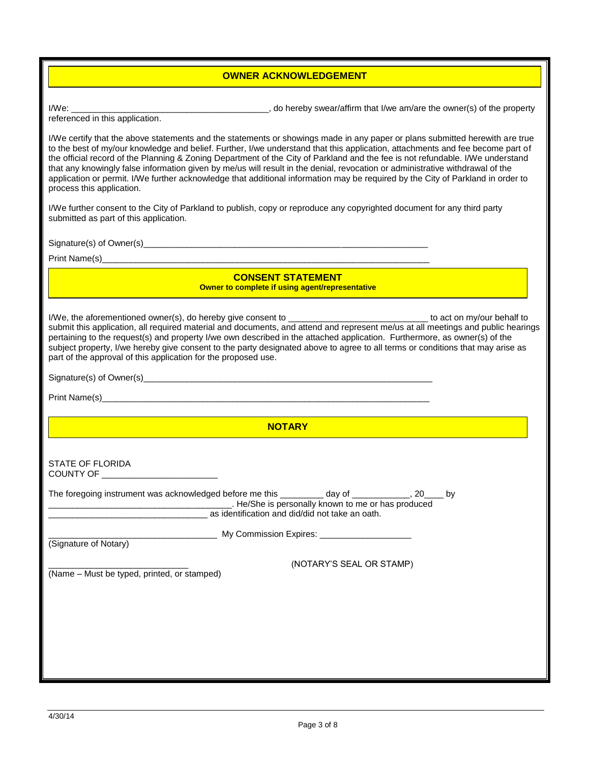## OWNER ACKNOWLEDGEMENT

I/We: \_\_\_\_\_\_\_\_\_\_\_\_\_\_\_\_\_\_\_\_\_\_\_\_\_\_\_\_\_\_\_\_\_\_\_\_\_\_\_\_\_\_, do hereby swear/affirm that I/we am/are the owner(s) of the property referenced in this application.

I/We certify that the above statements and the statements or showings made in any paper or plans submitted herewith are true to the best of my/our knowledge and belief. Further, I/we understand that this application, attachments and fee become part of the official record of the Planning & Zoning Department of the City of Parkland and the fee is not refundable. I/We understand that any knowingly false information given by me/us will result in the denial, revocation or administrative withdrawal of the application or permit. I/We further acknowledge that additional information may be required by the City of Parkland in order to process this application.

I/We further consent to the City of Parkland to publish, copy or reproduce any copyrighted document for any third party submitted as part of this application.

Signature(s) of Owner(s)\_\_\_\_\_\_\_\_\_\_\_\_\_\_\_\_\_\_\_\_\_\_\_\_\_\_\_\_\_\_\_\_\_\_\_\_\_\_\_\_\_\_\_\_\_\_\_\_\_\_\_\_\_\_\_\_\_\_

Print Name(s)\_\_\_\_\_\_\_\_\_\_\_\_\_\_\_\_\_\_\_\_\_\_\_\_\_\_\_\_\_\_\_\_\_\_\_\_\_\_\_\_\_\_\_\_\_\_\_\_\_\_\_\_\_\_\_\_\_\_\_\_\_\_\_\_\_\_

## CONSENT STATEMENT

**Owner to complete if using agent/representative**

I/We, the aforementioned owner(s), do hereby give consent to \_\_\_\_\_\_\_\_\_\_\_\_\_\_\_\_\_\_\_\_\_\_\_\_\_\_\_\_\_\_ to act on my/our behalf to submit this application, all required material and documents, and attend and represent me/us at all meetings and public hearings pertaining to the request(s) and property I/we own described in the attached application. Furthermore, as owner(s) of the subject property, I/we hereby give consent to the party designated above to agree to all terms or conditions that may arise as part of the approval of this application for the proposed use.

Signature(s) of Owner(s)\_\_\_\_\_\_\_\_\_\_\_\_\_\_\_\_\_\_\_\_\_\_\_\_\_\_\_\_\_\_\_\_\_\_\_\_\_\_\_\_\_\_\_\_\_\_\_\_\_\_\_\_\_\_\_\_\_\_\_\_\_

Print Name(s)\_\_\_\_\_\_\_\_\_\_\_\_\_\_\_\_\_\_\_\_\_\_\_\_\_\_\_\_\_\_\_\_\_\_\_\_\_\_\_\_\_\_\_\_\_\_\_\_\_\_\_\_\_\_\_\_\_\_\_\_\_\_\_\_\_\_

## NOTARY

STATE OF FLORIDA
COUNTY OF \_\_\_\_\_\_\_\_\_\_\_\_\_\_\_\_\_\_\_\_\_\_\_\_

The foregoing instrument was acknowledged before me this \_\_\_\_\_\_\_\_\_ day of \_\_\_\_\_\_\_\_\_\_\_\_, 20\_\_\_\_ by \_\_\_\_\_\_\_\_\_\_\_\_\_\_\_\_\_\_\_\_\_\_\_\_\_\_\_\_\_\_\_\_\_\_\_\_\_\_\_\_. He/She is personally known to me or has produced \_\_\_\_\_\_\_\_\_\_\_\_\_\_\_\_\_\_\_\_\_\_\_\_\_\_\_\_\_\_\_\_\_\_\_ as identification and did/did not take an oath.

\_\_\_\_\_\_\_\_\_\_\_\_\_\_\_\_\_\_\_\_\_\_\_\_\_\_\_\_\_\_\_\_\_\_\_\_ My Commission Expires: \_\_\_\_\_\_\_\_\_\_\_\_\_\_\_\_\_\_\_
(Signature of Notary)

\_\_\_\_\_\_\_\_\_\_\_\_\_\_\_\_\_\_\_\_\_\_\_\_\_\_\_\_\_ (NOTARY'S SEAL OR STAMP)
(Name – Must be typed, printed, or stamped)

4/30/14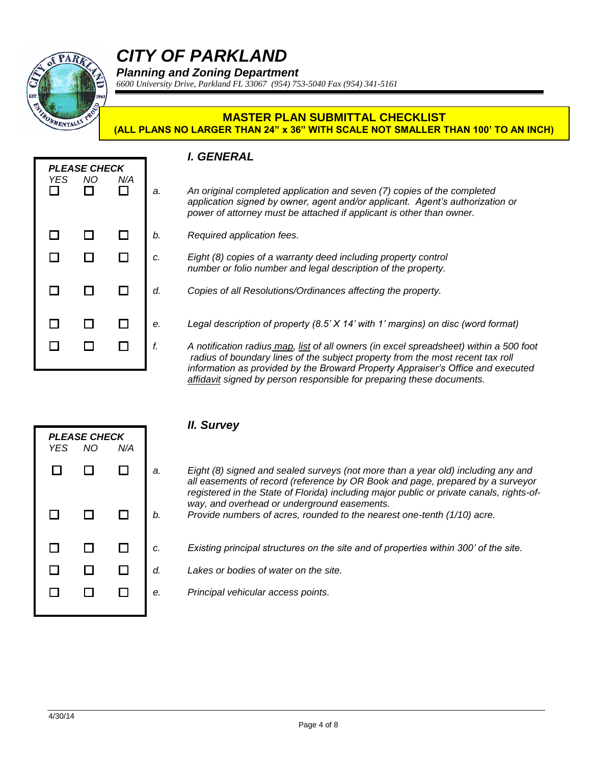# CITY OF PARKLAND

***Planning and Zoning Department***

*6600 University Drive, Parkland FL 33067 (954) 753-5040 Fax (954) 341-5161*

## MASTER PLAN SUBMITTAL CHECKLIST

**(ALL PLANS NO LARGER THAN 24" x 36" WITH SCALE NOT SMALLER THAN 100' TO AN INCH)**

## *I. GENERAL*

| PLEASE CHECK YES | NO | N/A | | |
|---|---|---|---|---|
| ☐ | ☐ | ☐ | a. | *An original completed application and seven (7) copies of the completed application signed by owner, agent and/or applicant. Agent's authorization or power of attorney must be attached if applicant is other than owner.* |
| ☐ | ☐ | ☐ | b. | *Required application fees.* |
| ☐ | ☐ | ☐ | c. | *Eight (8) copies of a warranty deed including property control number or folio number and legal description of the property.* |
| ☐ | ☐ | ☐ | d. | *Copies of all Resolutions/Ordinances affecting the property.* |
| ☐ | ☐ | ☐ | e. | *Legal description of property (8.5' X 14' with 1' margins) on disc (word format)* |
| ☐ | ☐ | ☐ | f. | *A notification radius map, list of all owners (in excel spreadsheet) within a 500 foot radius of boundary lines of the subject property from the most recent tax roll information as provided by the Broward Property Appraiser's Office and executed affidavit signed by person responsible for preparing these documents.* |

## *II. Survey*

| PLEASE CHECK YES | NO | N/A | | |
|---|---|---|---|---|
| ☐ | ☐ | ☐ | a. | *Eight (8) signed and sealed surveys (not more than a year old) including any and all easements of record (reference by OR Book and page, prepared by a surveyor registered in the State of Florida) including major public or private canals, rights-of-way, and overhead or underground easements.* |
| ☐ | ☐ | ☐ | b. | *Provide numbers of acres, rounded to the nearest one-tenth (1/10) acre.* |
| ☐ | ☐ | ☐ | c. | *Existing principal structures on the site and of properties within 300' of the site.* |
| ☐ | ☐ | ☐ | d. | *Lakes or bodies of water on the site.* |
| ☐ | ☐ | ☐ | e. | *Principal vehicular access points.* |

4/30/14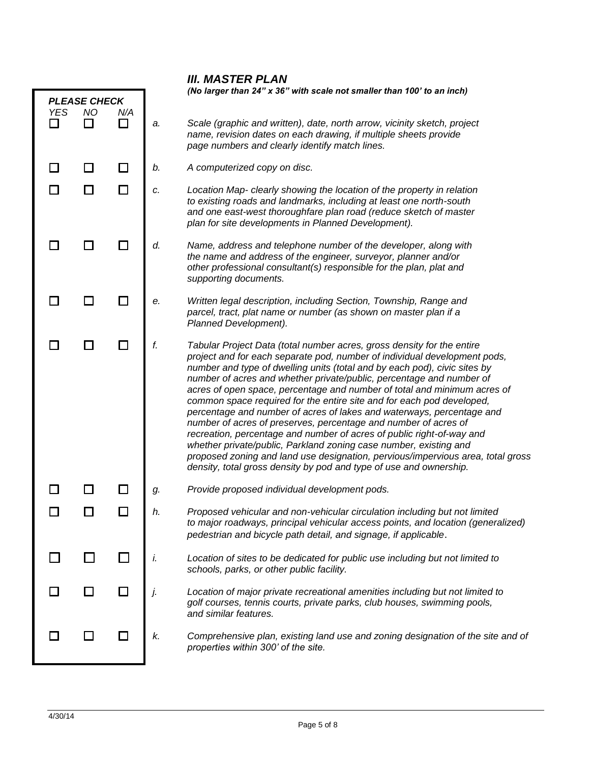### *III. MASTER PLAN*

***(No larger than 24" x 36" with scale not smaller than 100' to an inch)***

| PLEASE CHECK | | | | |
|---|---|---|---|---|
| *YES* | *NO* | *N/A* | | |
| ☐ | ☐ | ☐ | *a.* | *Scale (graphic and written), date, north arrow, vicinity sketch, project name, revision dates on each drawing, if multiple sheets provide page numbers and clearly identify match lines.* |
| ☐ | ☐ | ☐ | *b.* | *A computerized copy on disc.* |
| ☐ | ☐ | ☐ | *c.* | *Location Map- clearly showing the location of the property in relation to existing roads and landmarks, including at least one north-south and one east-west thoroughfare plan road (reduce sketch of master plan for site developments in Planned Development).* |
| ☐ | ☐ | ☐ | *d.* | *Name, address and telephone number of the developer, along with the name and address of the engineer, surveyor, planner and/or other professional consultant(s) responsible for the plan, plat and supporting documents.* |
| ☐ | ☐ | ☐ | *e.* | *Written legal description, including Section, Township, Range and parcel, tract, plat name or number (as shown on master plan if a Planned Development).* |
| ☐ | ☐ | ☐ | *f.* | *Tabular Project Data (total number acres, gross density for the entire project and for each separate pod, number of individual development pods, number and type of dwelling units (total and by each pod), civic sites by number of acres and whether private/public, percentage and number of acres of open space, percentage and number of total and minimum acres of common space required for the entire site and for each pod developed, percentage and number of acres of lakes and waterways, percentage and number of acres of preserves, percentage and number of acres of recreation, percentage and number of acres of public right-of-way and whether private/public, Parkland zoning case number, existing and proposed zoning and land use designation, pervious/impervious area, total gross density, total gross density by pod and type of use and ownership.* |
| ☐ | ☐ | ☐ | *g.* | *Provide proposed individual development pods.* |
| ☐ | ☐ | ☐ | *h.* | *Proposed vehicular and non-vehicular circulation including but not limited to major roadways, principal vehicular access points, and location (generalized) pedestrian and bicycle path detail, and signage, if applicable.* |
| ☐ | ☐ | ☐ | *i.* | *Location of sites to be dedicated for public use including but not limited to schools, parks, or other public facility.* |
| ☐ | ☐ | ☐ | *j.* | *Location of major private recreational amenities including but not limited to golf courses, tennis courts, private parks, club houses, swimming pools, and similar features.* |
| ☐ | ☐ | ☐ | *k.* | *Comprehensive plan, existing land use and zoning designation of the site and of properties within 300' of the site.* |

4/30/14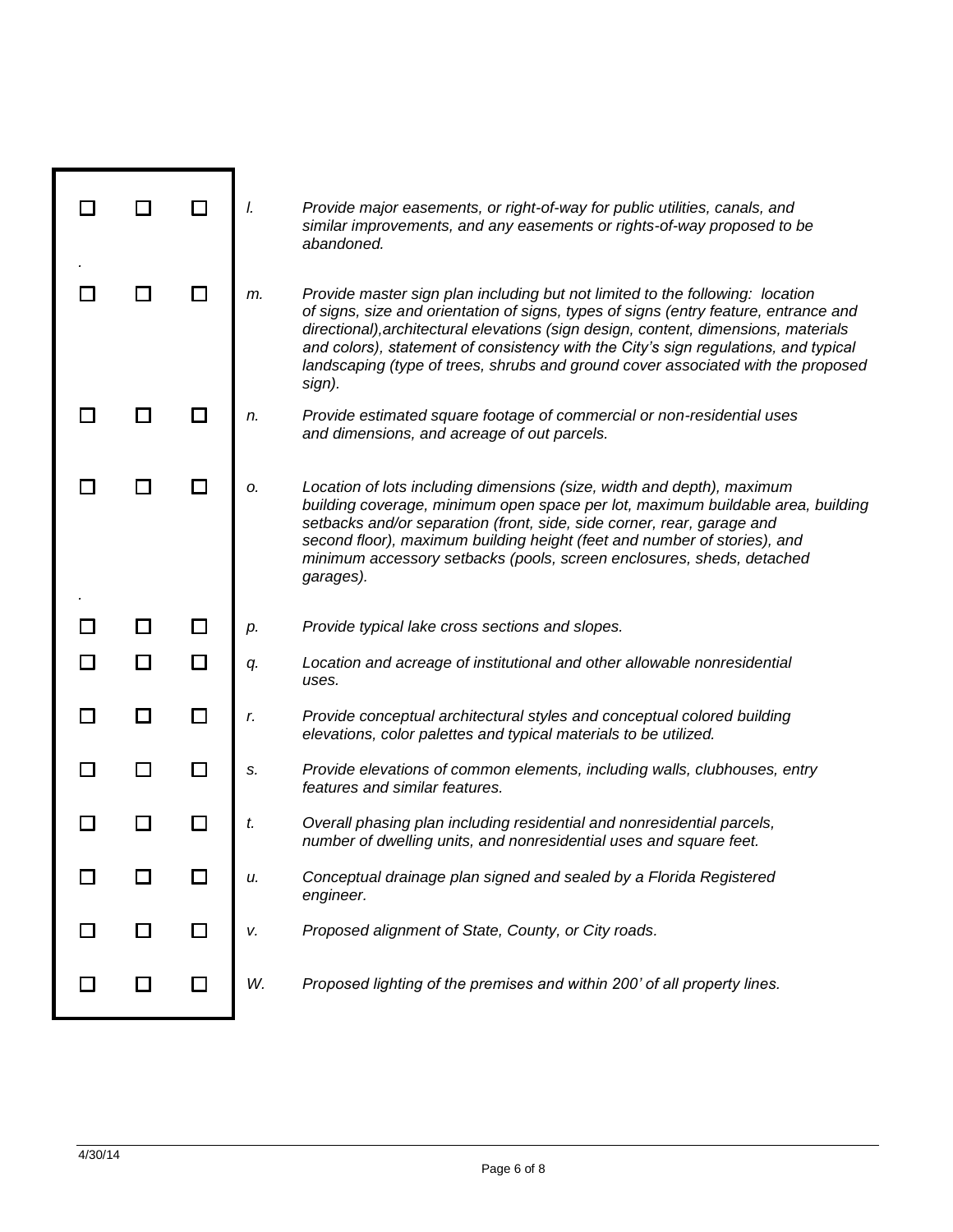| ☐ | ☐ | ☐ | l. | *Provide major easements, or right-of-way for public utilities, canals, and similar improvements, and any easements or rights-of-way proposed to be abandoned.* |
|---|---|---|---|---|
| ☐ | ☐ | ☐ | m. | *Provide master sign plan including but not limited to the following: location of signs, size and orientation of signs, types of signs (entry feature, entrance and directional),architectural elevations (sign design, content, dimensions, materials and colors), statement of consistency with the City's sign regulations, and typical landscaping (type of trees, shrubs and ground cover associated with the proposed sign).* |
| ☐ | ☐ | ☐ | n. | *Provide estimated square footage of commercial or non-residential uses and dimensions, and acreage of out parcels.* |
| ☐ | ☐ | ☐ | o. | *Location of lots including dimensions (size, width and depth), maximum building coverage, minimum open space per lot, maximum buildable area, building setbacks and/or separation (front, side, side corner, rear, garage and second floor), maximum building height (feet and number of stories), and minimum accessory setbacks (pools, screen enclosures, sheds, detached garages).* |
| ☐ | ☐ | ☐ | p. | *Provide typical lake cross sections and slopes.* |
| ☐ | ☐ | ☐ | q. | *Location and acreage of institutional and other allowable nonresidential uses.* |
| ☐ | ☐ | ☐ | r. | *Provide conceptual architectural styles and conceptual colored building elevations, color palettes and typical materials to be utilized.* |
| ☐ | ☐ | ☐ | s. | *Provide elevations of common elements, including walls, clubhouses, entry features and similar features.* |
| ☐ | ☐ | ☐ | t. | *Overall phasing plan including residential and nonresidential parcels, number of dwelling units, and nonresidential uses and square feet.* |
| ☐ | ☐ | ☐ | u. | *Conceptual drainage plan signed and sealed by a Florida Registered engineer.* |
| ☐ | ☐ | ☐ | v. | *Proposed alignment of State, County, or City roads.* |
| ☐ | ☐ | ☐ | W. | *Proposed lighting of the premises and within 200' of all property lines.* |

4/30/14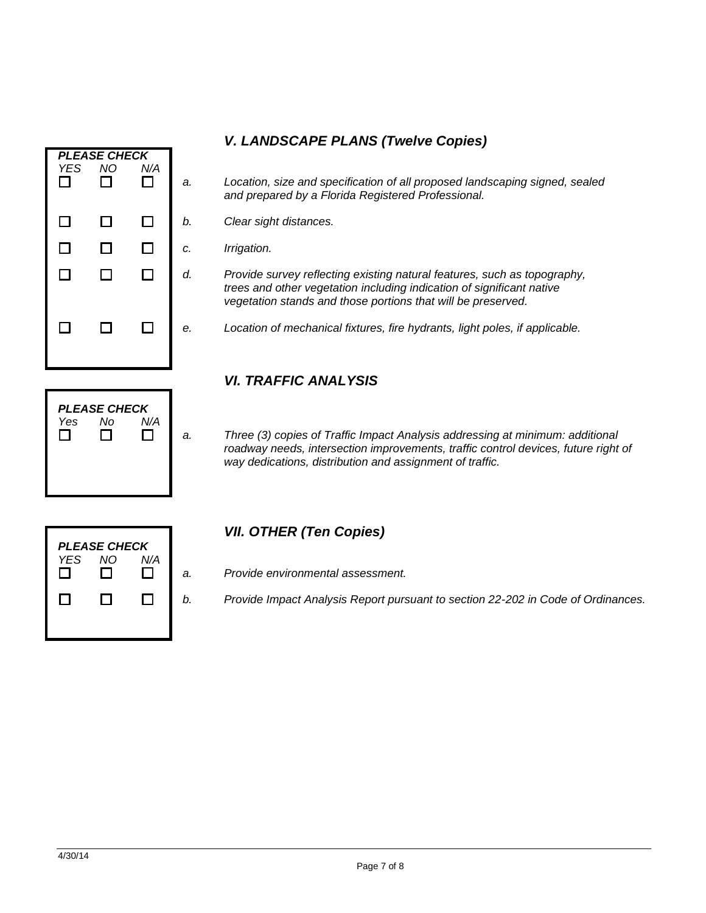## *V. LANDSCAPE PLANS (Twelve Copies)*

| PLEASE CHECK | | | | |
|---|---|---|---|---|
| *YES* | *NO* | *N/A* | | |
| ☐ | ☐ | ☐ | *a.* | *Location, size and specification of all proposed landscaping signed, sealed and prepared by a Florida Registered Professional.* |
| ☐ | ☐ | ☐ | *b.* | *Clear sight distances.* |
| ☐ | ☐ | ☐ | *c.* | *Irrigation.* |
| ☐ | ☐ | ☐ | *d.* | *Provide survey reflecting existing natural features, such as topography, trees and other vegetation including indication of significant native vegetation stands and those portions that will be preserved.* |
| ☐ | ☐ | ☐ | *e.* | *Location of mechanical fixtures, fire hydrants, light poles, if applicable.* |

## *VI. TRAFFIC ANALYSIS*

| PLEASE CHECK | | | | |
|---|---|---|---|---|
| *Yes* | *No* | *N/A* | | |
| ☐ | ☐ | ☐ | *a.* | *Three (3) copies of Traffic Impact Analysis addressing at minimum: additional roadway needs, intersection improvements, traffic control devices, future right of way dedications, distribution and assignment of traffic.* |

## *VII. OTHER (Ten Copies)*

| PLEASE CHECK | | | | |
|---|---|---|---|---|
| *YES* | *NO* | *N/A* | | |
| ☐ | ☐ | ☐ | *a.* | *Provide environmental assessment.* |
| ☐ | ☐ | ☐ | *b.* | *Provide Impact Analysis Report pursuant to section 22-202 in Code of Ordinances.* |

4/30/14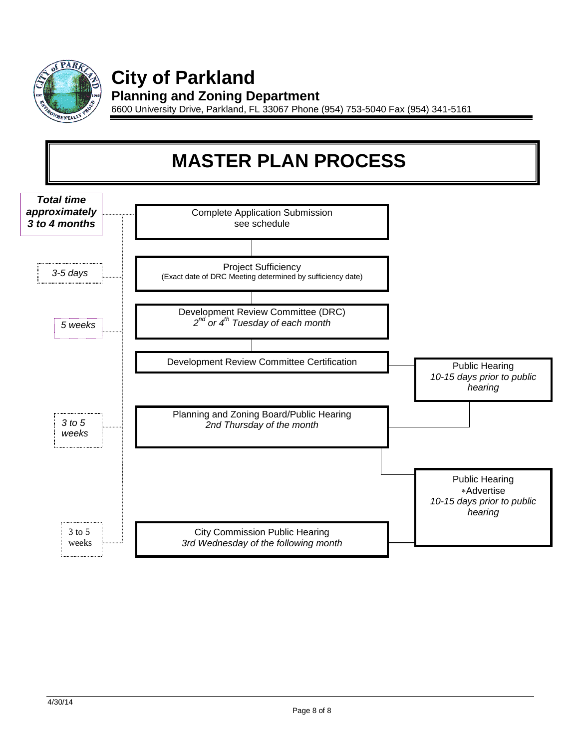# City of Parkland

## Planning and Zoning Department

6600 University Drive, Parkland, FL 33067 Phone (954) 753-5040 Fax (954) 341-5161

# MASTER PLAN PROCESS

***Total time approximately 3 to 4 months***

Complete Application Submission
see schedule

*3-5 days*

Project Sufficiency
(Exact date of DRC Meeting determined by sufficiency date)

*5 weeks*

Development Review Committee (DRC)
*2nd or 4th Tuesday of each month*

Development Review Committee Certification

Public Hearing
*10-15 days prior to public hearing*

*3 to 5 weeks*

Planning and Zoning Board/Public Hearing
*2nd Thursday of the month*

Public Hearing
∗Advertise
*10-15 days prior to public hearing*

3 to 5 weeks

City Commission Public Hearing
*3rd Wednesday of the following month*

4/30/14